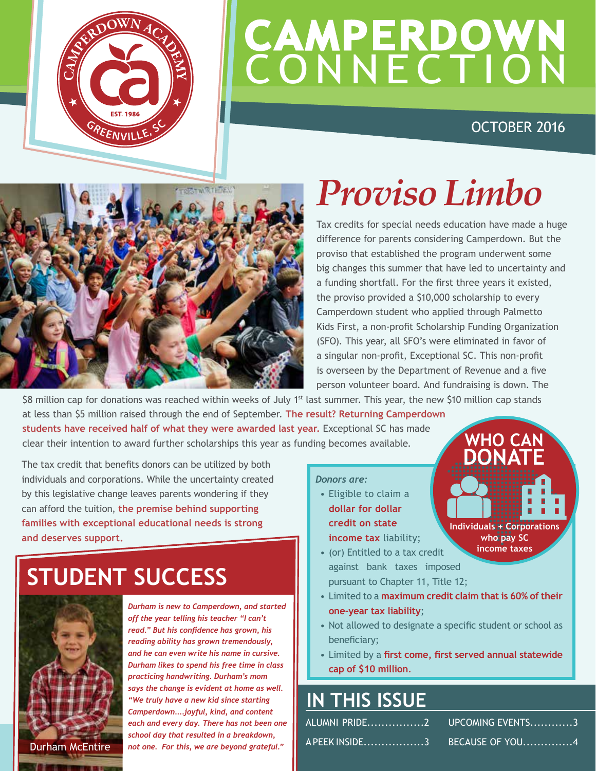# CAMPERDOWN CONNECTION

OCTOBER 2016

## *Proviso Limbo*

Tax credits for special needs education have made a huge difference for parents considering Camperdown. But the proviso that established the program underwent some big changes this summer that have led to uncertainty and a funding shortfall. For the first three years it existed, the proviso provided a $10,000 scholarship to every Camperdown student who applied through Palmetto Kids First, a non-profit Scholarship Funding Organization (SFO). This year, all SFO's were eliminated in favor of a singular non-profit, Exceptional SC. This non-profit is overseen by the Department of Revenue and a five person volunteer board. And fundraising is down. The $8 million cap for donations was reached within weeks of July 1st last summer. This year, the new $10 million cap stands at less than $5 million raised through the end of September. **The result? Returning Camperdown students have received half of what they were awarded last year.** Exceptional SC has made clear their intention to award further scholarships this year as funding becomes available.

The tax credit that benefits donors can be utilized by both individuals and corporations. While the uncertainty created by this legislative change leaves parents wondering if they can afford the tuition, **the premise behind supporting families with exceptional educational needs is strong and deserves support.**

### WHO CAN DONATE

Individuals + Corporations who pay SC income taxes

*Donors are:*

- Eligible to claim a **dollar for dollar credit on state income tax** liability;
- (or) Entitled to a tax credit against bank taxes imposed pursuant to Chapter 11, Title 12;
- Limited to a **maximum credit claim that is 60% of their one-year tax liability**;
- Not allowed to designate a specific student or school as beneficiary;
- Limited by a **first come, first served annual statewide cap of $10 million.**

## STUDENT SUCCESS

Durham McEntire

***Durham is new to Camperdown, and started off the year telling his teacher "I can't read." But his confidence has grown, his reading ability has grown tremendously, and he can even write his name in cursive. Durham likes to spend his free time in class practicing handwriting. Durham's mom says the change is evident at home as well. "We truly have a new kid since starting Camperdown....joyful, kind, and content each and every day. There has not been one school day that resulted in a breakdown, not one. For this, we are beyond grateful."***

## IN THIS ISSUE

ALUMNI PRIDE................2
A PEEK INSIDE.................3
UPCOMING EVENTS............3
BECAUSE OF YOU..............4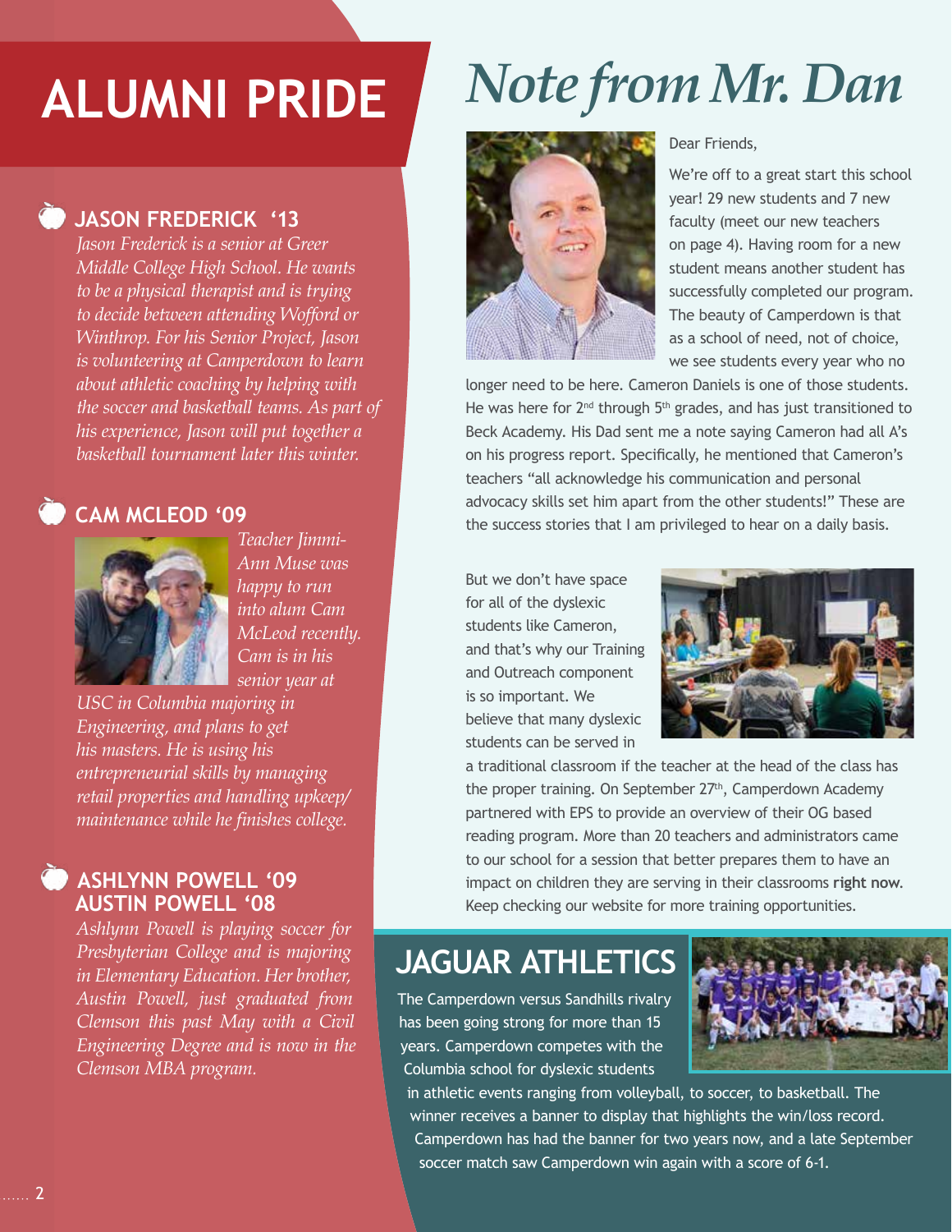# ALUMNI PRIDE

### JASON FREDERICK '13

*Jason Frederick is a senior at Greer Middle College High School. He wants to be a physical therapist and is trying to decide between attending Wofford or Winthrop. For his Senior Project, Jason is volunteering at Camperdown to learn about athletic coaching by helping with the soccer and basketball teams. As part of his experience, Jason will put together a basketball tournament later this winter.*

### CAM MCLEOD '09

*Teacher Jimmi-Ann Muse was happy to run into alum Cam McLeod recently. Cam is in his senior year at USC in Columbia majoring in Engineering, and plans to get his masters. He is using his entrepreneurial skills by managing retail properties and handling upkeep/maintenance while he finishes college.*

### ASHLYNN POWELL '09
### AUSTIN POWELL '08

*Ashlynn Powell is playing soccer for Presbyterian College and is majoring in Elementary Education. Her brother, Austin Powell, just graduated from Clemson this past May with a Civil Engineering Degree and is now in the Clemson MBA program.*

# *Note from Mr. Dan*

Dear Friends,

We're off to a great start this school year! 29 new students and 7 new faculty (meet our new teachers on page 4). Having room for a new student means another student has successfully completed our program. The beauty of Camperdown is that as a school of need, not of choice, we see students every year who no longer need to be here. Cameron Daniels is one of those students. He was here for 2nd through 5th grades, and has just transitioned to Beck Academy. His Dad sent me a note saying Cameron had all A's on his progress report. Specifically, he mentioned that Cameron's teachers "all acknowledge his communication and personal advocacy skills set him apart from the other students!" These are the success stories that I am privileged to hear on a daily basis.

But we don't have space for all of the dyslexic students like Cameron, and that's why our Training and Outreach component is so important. We believe that many dyslexic students can be served in a traditional classroom if the teacher at the head of the class has the proper training. On September 27th, Camperdown Academy partnered with EPS to provide an overview of their OG based reading program. More than 20 teachers and administrators came to our school for a session that better prepares them to have an impact on children they are serving in their classrooms **right now**. Keep checking our website for more training opportunities.

## JAGUAR ATHLETICS

The Camperdown versus Sandhills rivalry has been going strong for more than 15 years. Camperdown competes with the Columbia school for dyslexic students in athletic events ranging from volleyball, to soccer, to basketball. The winner receives a banner to display that highlights the win/loss record. Camperdown has had the banner for two years now, and a late September soccer match saw Camperdown win again with a score of 6-1.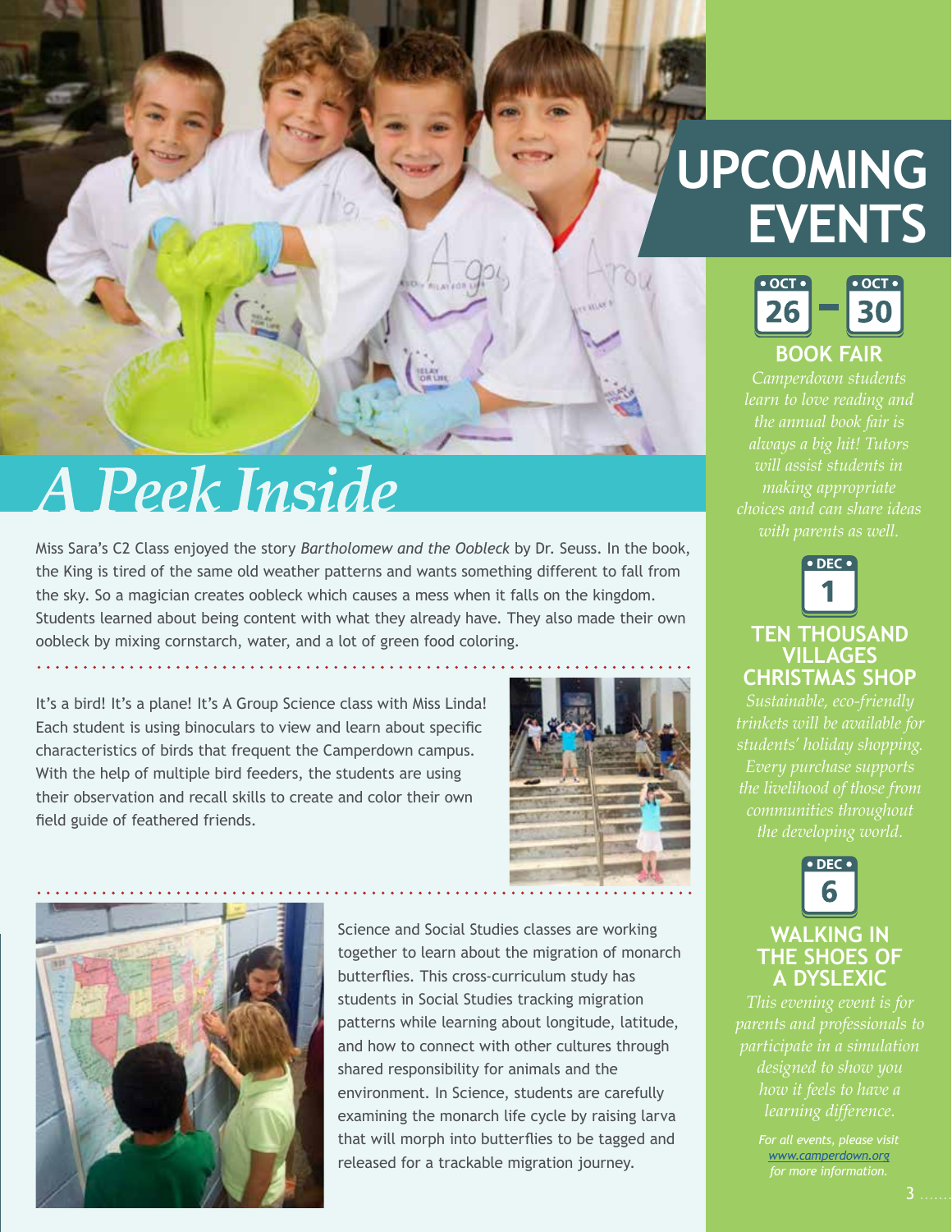# A Peek Inside

Miss Sara's C2 Class enjoyed the story *Bartholomew and the Oobleck* by Dr. Seuss. In the book, the King is tired of the same old weather patterns and wants something different to fall from the sky. So a magician creates oobleck which causes a mess when it falls on the kingdom. Students learned about being content with what they already have. They also made their own oobleck by mixing cornstarch, water, and a lot of green food coloring.

It's a bird! It's a plane! It's A Group Science class with Miss Linda! Each student is using binoculars to view and learn about specific characteristics of birds that frequent the Camperdown campus. With the help of multiple bird feeders, the students are using their observation and recall skills to create and color their own field guide of feathered friends.

Science and Social Studies classes are working together to learn about the migration of monarch butterflies. This cross-curriculum study has students in Social Studies tracking migration patterns while learning about longitude, latitude, and how to connect with other cultures through shared responsibility for animals and the environment. In Science, students are carefully examining the monarch life cycle by raising larva that will morph into butterflies to be tagged and released for a trackable migration journey.

# UPCOMING EVENTS

**OCT 26 – OCT 30**

## BOOK FAIR

*Camperdown students learn to love reading and the annual book fair is always a big hit! Tutors will assist students in making appropriate choices and can share ideas with parents as well.*

**DEC 1**

## TEN THOUSAND VILLAGES CHRISTMAS SHOP

*Sustainable, eco-friendly trinkets will be available for students' holiday shopping. Every purchase supports the livelihood of those from communities throughout the developing world.*

**DEC 6**

## WALKING IN THE SHOES OF A DYSLEXIC

*This evening event is for parents and professionals to participate in a simulation designed to show you how it feels to have a learning difference.*

*For all events, please visit [www.camperdown.org](http://www.camperdown.org) for more information.*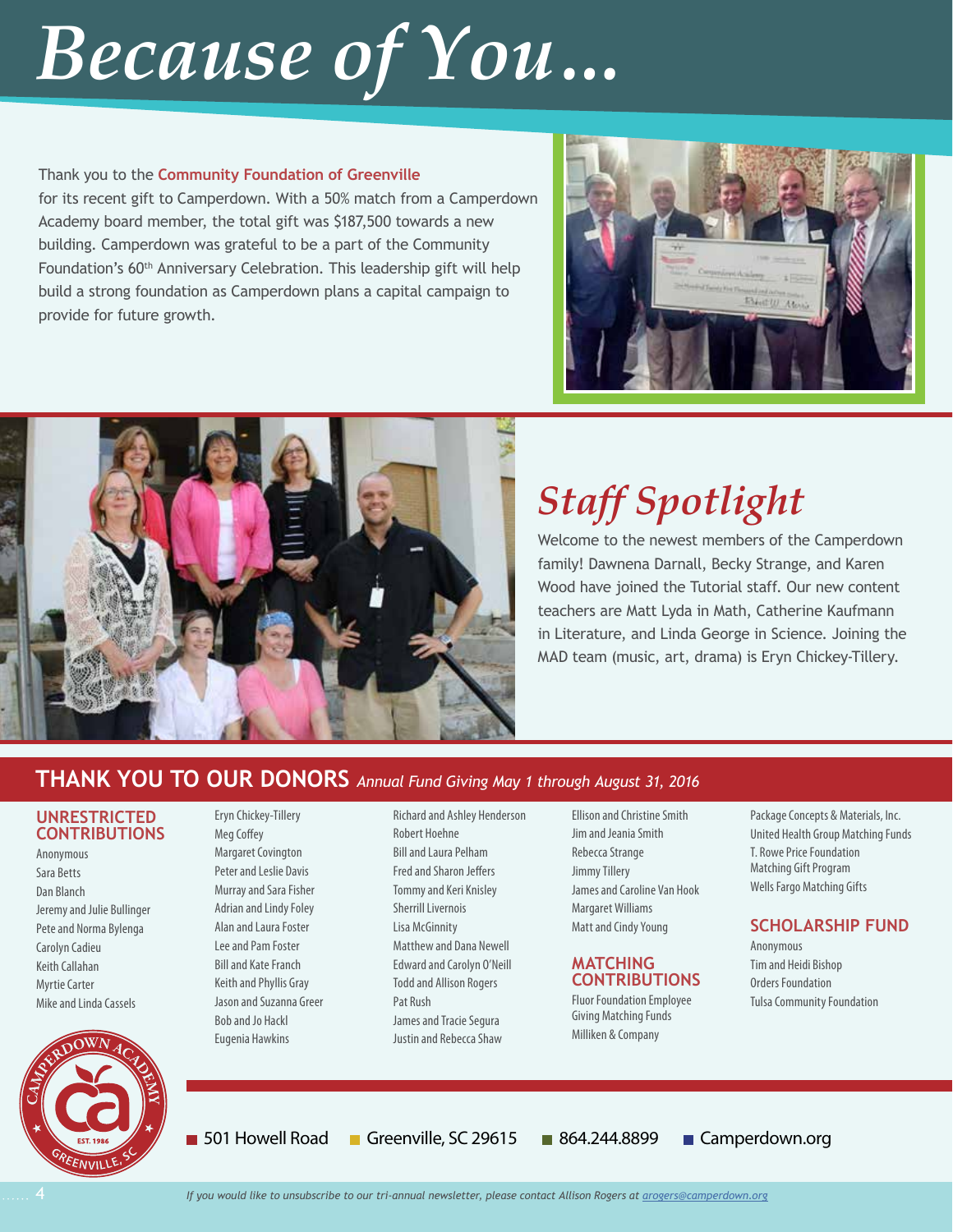# Because of You…

Thank you to the **Community Foundation of Greenville** for its recent gift to Camperdown. With a 50% match from a Camperdown Academy board member, the total gift was $187,500 towards a new building. Camperdown was grateful to be a part of the Community Foundation's 60th Anniversary Celebration. This leadership gift will help build a strong foundation as Camperdown plans a capital campaign to provide for future growth.

## *Staff Spotlight*

Welcome to the newest members of the Camperdown family! Dawnena Darnall, Becky Strange, and Karen Wood have joined the Tutorial staff. Our new content teachers are Matt Lyda in Math, Catherine Kaufmann in Literature, and Linda George in Science. Joining the MAD team (music, art, drama) is Eryn Chickey-Tillery.

## THANK YOU TO OUR DONORS *Annual Fund Giving May 1 through August 31, 2016*

### UNRESTRICTED CONTRIBUTIONS

Anonymous
Sara Betts
Dan Blanch
Jeremy and Julie Bullinger
Pete and Norma Bylenga
Carolyn Cadieu
Keith Callahan
Myrtie Carter
Mike and Linda Cassels
Eryn Chickey-Tillery
Meg Coffey
Margaret Covington
Peter and Leslie Davis
Murray and Sara Fisher
Adrian and Lindy Foley
Alan and Laura Foster
Lee and Pam Foster
Bill and Kate Franch
Keith and Phyllis Gray
Jason and Suzanna Greer
Bob and Jo Hackl
Eugenia Hawkins
Richard and Ashley Henderson
Robert Hoehne
Bill and Laura Pelham
Fred and Sharon Jeffers
Tommy and Keri Knisley
Sherrill Livernois
Lisa McGinnity
Matthew and Dana Newell
Edward and Carolyn O'Neill
Todd and Allison Rogers
Pat Rush
James and Tracie Segura
Justin and Rebecca Shaw
Ellison and Christine Smith
Jim and Jeania Smith
Rebecca Strange
Jimmy Tillery
James and Caroline Van Hook
Margaret Williams
Matt and Cindy Young

### MATCHING CONTRIBUTIONS

Fluor Foundation Employee Giving Matching Funds
Milliken & Company
Package Concepts & Materials, Inc.
United Health Group Matching Funds
T. Rowe Price Foundation Matching Gift Program
Wells Fargo Matching Gifts

### SCHOLARSHIP FUND

Anonymous
Tim and Heidi Bishop
Orders Foundation
Tulsa Community Foundation

Camperdown Academy — EST. 1986 — Greenville, SC

501 Howell Road ■ Greenville, SC 29615 ■ 864.244.8899 ■ Camperdown.org

*If you would like to unsubscribe to our tri-annual newsletter, please contact Allison Rogers at arogers@camperdown.org*